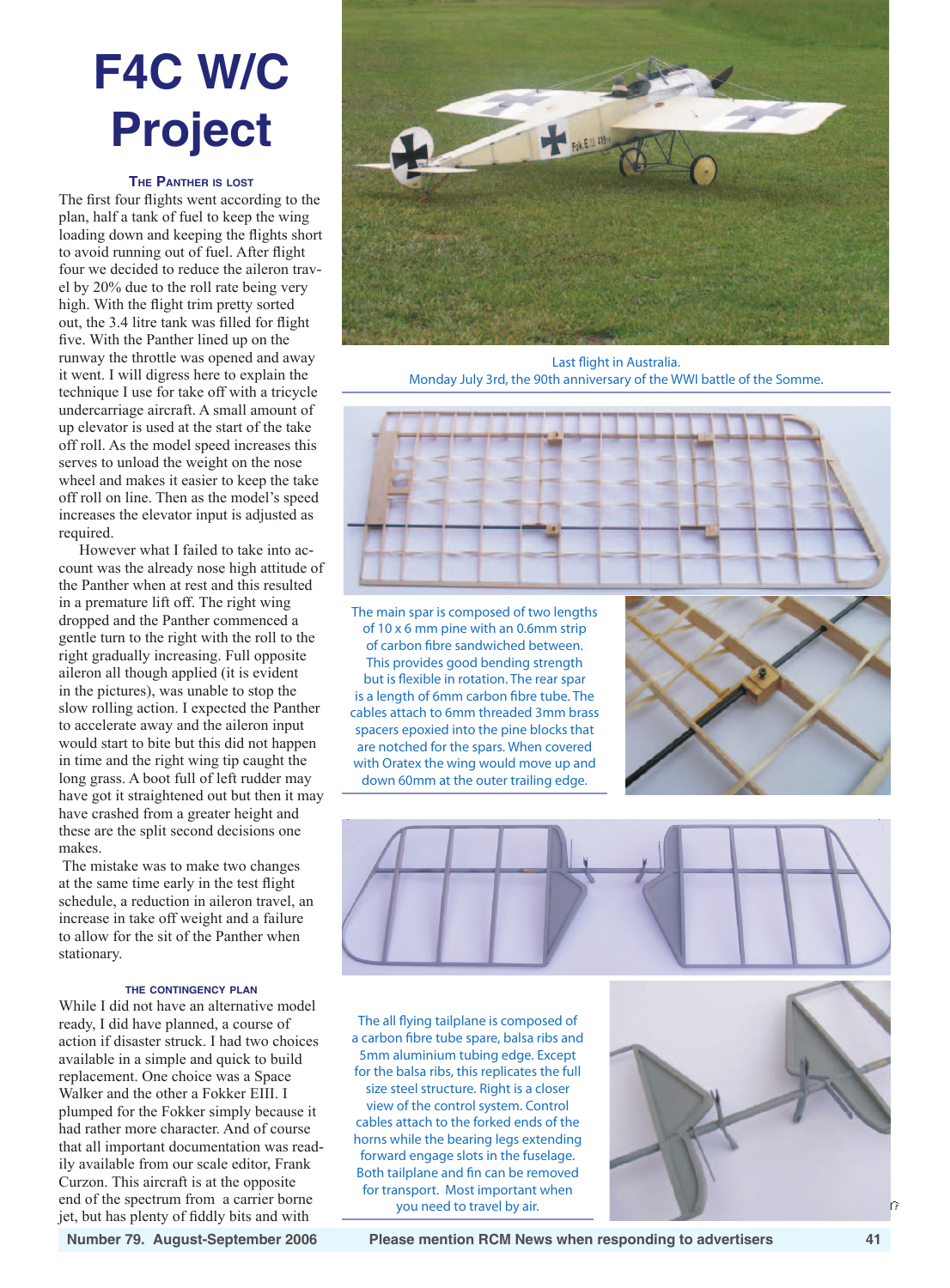# F4C W/C Project

### The Panther is Lost

The first four flights went according to the plan, half a tank of fuel to keep the wing loading down and keeping the flights short to avoid running out of fuel. After flight four we decided to reduce the aileron travel by 20% due to the roll rate being very high. With the flight trim pretty sorted out, the 3.4 litre tank was filled for flight five. With the Panther lined up on the runway the throttle was opened and away it went. I will digress here to explain the technique I use for take off with a tricycle undercarriage aircraft. A small amount of up elevator is used at the start of the take off roll. As the model speed increases this serves to unload the weight on the nose wheel and makes it easier to keep the take off roll on line. Then as the model's speed increases the elevator input is adjusted as required.

However what I failed to take into account was the already nose high attitude of the Panther when at rest and this resulted in a premature lift off. The right wing dropped and the Panther commenced a gentle turn to the right with the roll to the right gradually increasing. Full opposite aileron all though applied (it is evident in the pictures), was unable to stop the slow rolling action. I expected the Panther to accelerate away and the aileron input would start to bite but this did not happen in time and the right wing tip caught the long grass. A boot full of left rudder may have got it straightened out but then it may have crashed from a greater height and these are the split second decisions one makes.

The mistake was to make two changes at the same time early in the test flight schedule, a reduction in aileron travel, an increase in take off weight and a failure to allow for the sit of the Panther when stationary.

### The Contingency Plan

While I did not have an alternative model ready, I did have planned, a course of action if disaster struck. I had two choices available in a simple and quick to build replacement. One choice was a Space Walker and the other a Fokker EIII. I plumped for the Fokker simply because it had rather more character. And of course that all important documentation was readily available from our scale editor, Frank Curzon. This aircraft is at the opposite end of the spectrum from a carrier borne jet, but has plenty of fiddly bits and with

Last flight in Australia.
Monday July 3rd, the 90th anniversary of the WWI battle of the Somme.

The main spar is composed of two lengths of 10 x 6 mm pine with an 0.6mm strip of carbon fibre sandwiched between. This provides good bending strength but is flexible in rotation. The rear spar is a length of 6mm carbon fibre tube. The cables attach to 6mm threaded 3mm brass spacers epoxied into the pine blocks that are notched for the spars. When covered with Oratex the wing would move up and down 60mm at the outer trailing edge.

The all flying tailplane is composed of a carbon fibre tube spare, balsa ribs and 5mm aluminium tubing edge. Except for the balsa ribs, this replicates the full size steel structure. Right is a closer view of the control system. Control cables attach to the forked ends of the horns while the bearing legs extending forward engage slots in the fuselage. Both tailplane and fin can be removed for transport. Most important when you need to travel by air.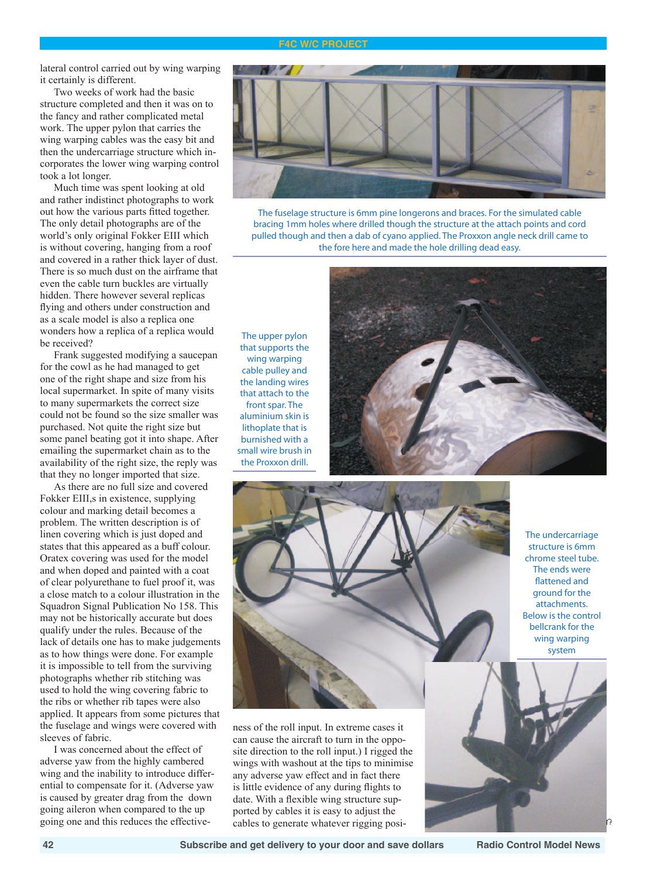lateral control carried out by wing warping it certainly is different.

Two weeks of work had the basic structure completed and then it was on to the fancy and rather complicated metal work. The upper pylon that carries the wing warping cables was the easy bit and then the undercarriage structure which incorporates the lower wing warping control took a lot longer.

Much time was spent looking at old and rather indistinct photographs to work out how the various parts fitted together. The only detail photographs are of the world's only original Fokker EIII which is without covering, hanging from a roof and covered in a rather thick layer of dust. There is so much dust on the airframe that even the cable turn buckles are virtually hidden. There however several replicas flying and others under construction and as a scale model is also a replica one wonders how a replica of a replica would be received?

Frank suggested modifying a saucepan for the cowl as he had managed to get one of the right shape and size from his local supermarket. In spite of many visits to many supermarkets the correct size could not be found so the size smaller was purchased. Not quite the right size but some panel beating got it into shape. After emailing the supermarket chain as to the availability of the right size, the reply was that they no longer imported that size.

As there are no full size and covered Fokker EIII,s in existence, supplying colour and marking detail becomes a problem. The written description is of linen covering which is just doped and states that this appeared as a buff colour. Oratex covering was used for the model and when doped and painted with a coat of clear polyurethane to fuel proof it, was a close match to a colour illustration in the Squadron Signal Publication No 158. This may not be historically accurate but does qualify under the rules. Because of the lack of details one has to make judgements as to how things were done. For example it is impossible to tell from the surviving photographs whether rib stitching was used to hold the wing covering fabric to the ribs or whether rib tapes were also applied. It appears from some pictures that the fuselage and wings were covered with sleeves of fabric.

I was concerned about the effect of adverse yaw from the highly cambered wing and the inability to introduce differential to compensate for it. (Adverse yaw is caused by greater drag from the down going aileron when compared to the up going one and this reduces the effectiveness of the roll input. In extreme cases it can cause the aircraft to turn in the opposite direction to the roll input.) I rigged the wings with washout at the tips to minimise any adverse yaw effect and in fact there is little evidence of any during flights to date. With a flexible wing structure supported by cables it is easy to adjust the cables to generate whatever rigging posi-

The fuselage structure is 6mm pine longerons and braces. For the simulated cable bracing 1mm holes where drilled though the structure at the attach points and cord pulled though and then a dab of cyano applied. The Proxxon angle neck drill came to the fore here and made the hole drilling dead easy.

The upper pylon that supports the wing warping cable pulley and the landing wires that attach to the front spar. The aluminium skin is lithoplate that is burnished with a small wire brush in the Proxxon drill.

The undercarriage structure is 6mm chrome steel tube. The ends were flattened and ground for the attachments. Below is the control bellcrank for the wing warping system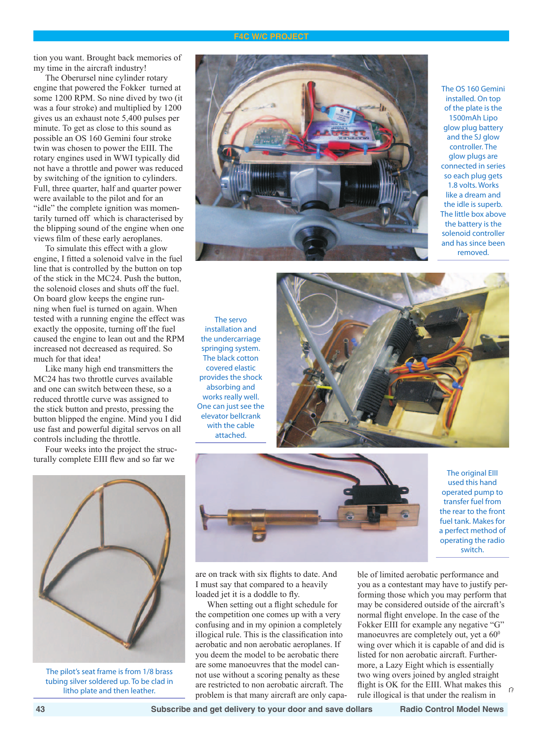tion you want. Brought back memories of my time in the aircraft industry!

The Oberursel nine cylinder rotary engine that powered the Fokker turned at some 1200 RPM. So nine dived by two (it was a four stroke) and multiplied by 1200 gives us an exhaust note 5,400 pulses per minute. To get as close to this sound as possible an OS 160 Gemini four stroke twin was chosen to power the EIII. The rotary engines used in WWI typically did not have a throttle and power was reduced by switching of the ignition to cylinders. Full, three quarter, half and quarter power were available to the pilot and for an "idle" the complete ignition was momentarily turned off which is characterised by the blipping sound of the engine when one views film of these early aeroplanes.

To simulate this effect with a glow engine, I fitted a solenoid valve in the fuel line that is controlled by the button on top of the stick in the MC24. Push the button, the solenoid closes and shuts off the fuel. On board glow keeps the engine running when fuel is turned on again. When tested with a running engine the effect was exactly the opposite, turning off the fuel caused the engine to lean out and the RPM increased not decreased as required. So much for that idea!

Like many high end transmitters the MC24 has two throttle curves available and one can switch between these, so a reduced throttle curve was assigned to the stick button and presto, pressing the button blipped the engine. Mind you I did use fast and powerful digital servos on all controls including the throttle.

Four weeks into the project the structurally complete EIII flew and so far we are on track with six flights to date. And I must say that compared to a heavily loaded jet it is a doddle to fly.

When setting out a flight schedule for the competition one comes up with a very confusing and in my opinion a completely illogical rule. This is the classification into aerobatic and non aerobatic aeroplanes. If you deem the model to be aerobatic there are some manoeuvres that the model cannot use without a scoring penalty as these are restricted to non aerobatic aircraft. The problem is that many aircraft are only capable of limited aerobatic performance and you as a contestant may have to justify performing those which you may perform that may be considered outside of the aircraft's normal flight envelope. In the case of the Fokker EIII for example any negative "G" manoeuvres are completely out, yet a $60^0$ wing over which it is capable of and did is listed for non aerobatic aircraft. Furthermore, a Lazy Eight which is essentially two wing overs joined by angled straight flight is OK for the EIII. What makes this rule illogical is that under the realism in

The OS 160 Gemini installed. On top of the plate is the 1500mAh Lipo glow plug battery and the SJ glow controller. The glow plugs are connected in series so each plug gets 1.8 volts. Works like a dream and the idle is superb. The little box above the battery is the solenoid controller and has since been removed.

The servo installation and the undercarriage springing system. The black cotton covered elastic provides the shock absorbing and works really well. One can just see the elevator bellcrank with the cable attached.

The original EIII used this hand operated pump to transfer fuel from the rear to the front fuel tank. Makes for a perfect method of operating the radio switch.

The pilot's seat frame is from 1/8 brass tubing silver soldered up. To be clad in litho plate and then leather.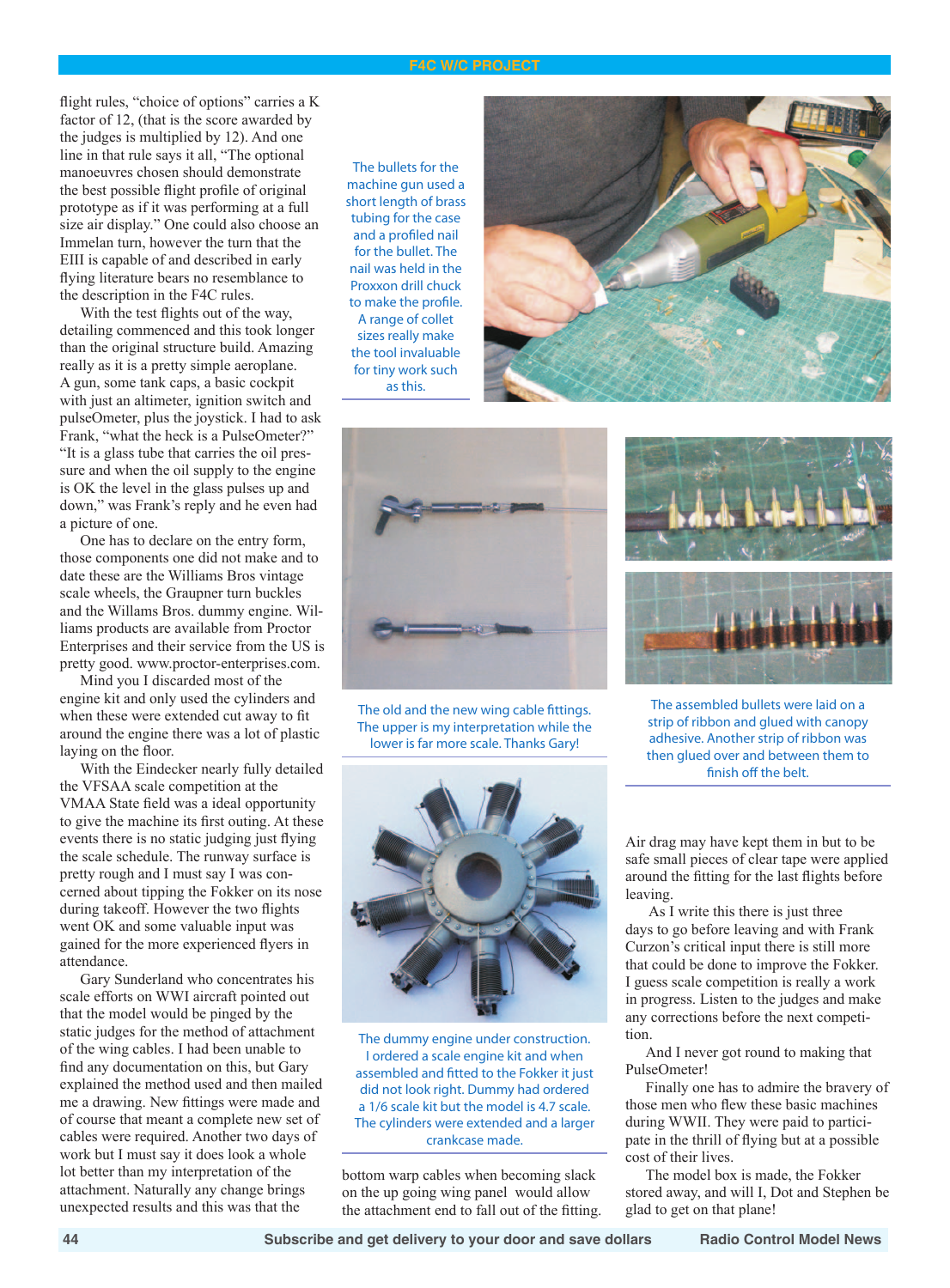flight rules, "choice of options" carries a K factor of 12, (that is the score awarded by the judges is multiplied by 12). And one line in that rule says it all, "The optional manoeuvres chosen should demonstrate the best possible flight profile of original prototype as if it was performing at a full size air display." One could also choose an Immelan turn, however the turn that the EIII is capable of and described in early flying literature bears no resemblance to the description in the F4C rules.

With the test flights out of the way, detailing commenced and this took longer than the original structure build. Amazing really as it is a pretty simple aeroplane. A gun, some tank caps, a basic cockpit with just an altimeter, ignition switch and pulseOmeter, plus the joystick. I had to ask Frank, "what the heck is a PulseOmeter?" "It is a glass tube that carries the oil pressure and when the oil supply to the engine is OK the level in the glass pulses up and down," was Frank's reply and he even had a picture of one.

One has to declare on the entry form, those components one did not make and to date these are the Williams Bros vintage scale wheels, the Graupner turn buckles and the Willams Bros. dummy engine. Williams products are available from Proctor Enterprises and their service from the US is pretty good. www.proctor-enterprises.com.

Mind you I discarded most of the engine kit and only used the cylinders and when these were extended cut away to fit around the engine there was a lot of plastic laying on the floor.

With the Eindecker nearly fully detailed the VFSAA scale competition at the VMAA State field was a ideal opportunity to give the machine its first outing. At these events there is no static judging just flying the scale schedule. The runway surface is pretty rough and I must say I was concerned about tipping the Fokker on its nose during takeoff. However the two flights went OK and some valuable input was gained for the more experienced flyers in attendance.

Gary Sunderland who concentrates his scale efforts on WWI aircraft pointed out that the model would be pinged by the static judges for the method of attachment of the wing cables. I had been unable to find any documentation on this, but Gary explained the method used and then mailed me a drawing. New fittings were made and of course that meant a complete new set of cables were required. Another two days of work but I must say it does look a whole lot better than my interpretation of the attachment. Naturally any change brings unexpected results and this was that the bottom warp cables when becoming slack on the up going wing panel would allow the attachment end to fall out of the fitting. Air drag may have kept them in but to be safe small pieces of clear tape were applied around the fitting for the last flights before leaving.

As I write this there is just three days to go before leaving and with Frank Curzon's critical input there is still more that could be done to improve the Fokker. I guess scale competition is really a work in progress. Listen to the judges and make any corrections before the next competition.

And I never got round to making that PulseOmeter!

Finally one has to admire the bravery of those men who flew these basic machines during WWII. They were paid to participate in the thrill of flying but at a possible cost of their lives.

The model box is made, the Fokker stored away, and will I, Dot and Stephen be glad to get on that plane!

The bullets for the machine gun used a short length of brass tubing for the case and a profiled nail for the bullet. The nail was held in the Proxxon drill chuck to make the profile. A range of collet sizes really make the tool invaluable for tiny work such as this.

The old and the new wing cable fittings. The upper is my interpretation while the lower is far more scale. Thanks Gary!

The assembled bullets were laid on a strip of ribbon and glued with canopy adhesive. Another strip of ribbon was then glued over and between them to finish off the belt.

The dummy engine under construction. I ordered a scale engine kit and when assembled and fitted to the Fokker it just did not look right. Dummy had ordered a 1/6 scale kit but the model is 4.7 scale. The cylinders were extended and a larger crankcase made.